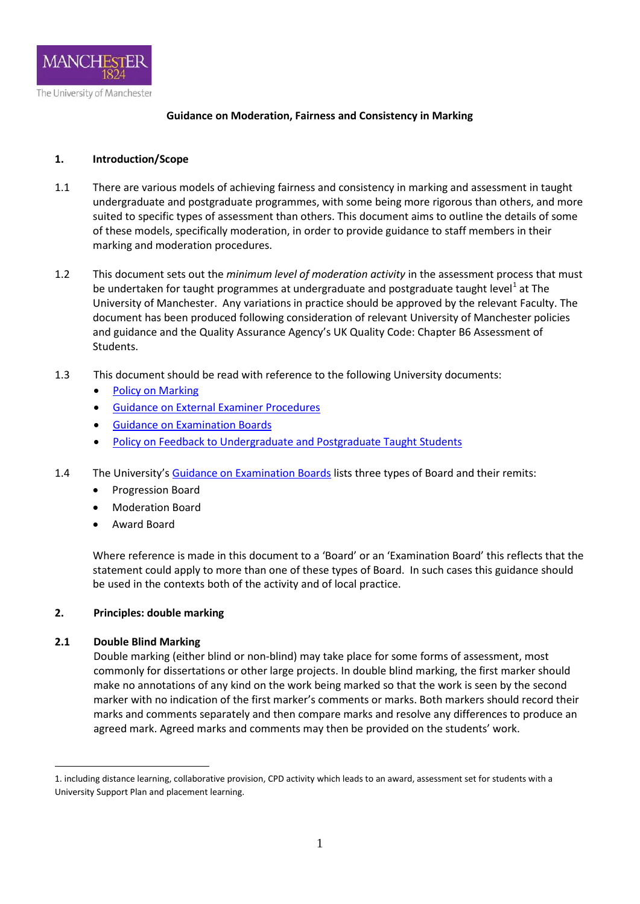# Guidance on Moderation, Fairness and Consistency in Marking

## 1. Introduction/Scope

1.1 There are various models of achieving fairness and consistency in marking and assessment in taught undergraduate and postgraduate programmes, with some being more rigorous than others, and more suited to specific types of assessment than others. This document aims to outline the details of some of these models, specifically moderation, in order to provide guidance to staff members in their marking and moderation procedures.

1.2 This document sets out the *minimum level of moderation activity* in the assessment process that must be undertaken for taught programmes at undergraduate and postgraduate taught level[1] at The University of Manchester. Any variations in practice should be approved by the relevant Faculty. The document has been produced following consideration of relevant University of Manchester policies and guidance and the Quality Assurance Agency's UK Quality Code: Chapter B6 Assessment of Students.

1.3 This document should be read with reference to the following University documents:

- Policy on Marking
- Guidance on External Examiner Procedures
- Guidance on Examination Boards
- Policy on Feedback to Undergraduate and Postgraduate Taught Students

1.4 The University's Guidance on Examination Boards lists three types of Board and their remits:

- Progression Board
- Moderation Board
- Award Board

Where reference is made in this document to a 'Board' or an 'Examination Board' this reflects that the statement could apply to more than one of these types of Board. In such cases this guidance should be used in the contexts both of the activity and of local practice.

## 2. Principles: double marking

### 2.1 Double Blind Marking

Double marking (either blind or non-blind) may take place for some forms of assessment, most commonly for dissertations or other large projects. In double blind marking, the first marker should make no annotations of any kind on the work being marked so that the work is seen by the second marker with no indication of the first marker's comments or marks. Both markers should record their marks and comments separately and then compare marks and resolve any differences to produce an agreed mark. Agreed marks and comments may then be provided on the students' work.

---

1. including distance learning, collaborative provision, CPD activity which leads to an award, assessment set for students with a University Support Plan and placement learning.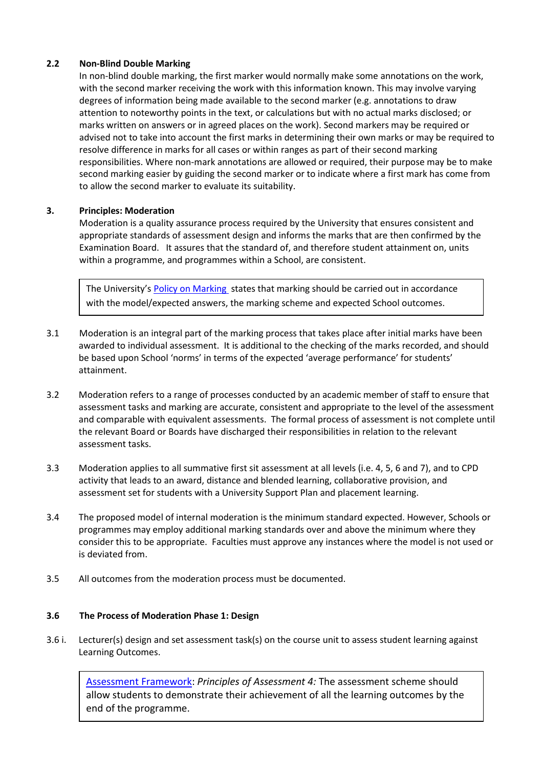### 2.2 Non-Blind Double Marking

In non-blind double marking, the first marker would normally make some annotations on the work, with the second marker receiving the work with this information known. This may involve varying degrees of information being made available to the second marker (e.g. annotations to draw attention to noteworthy points in the text, or calculations but with no actual marks disclosed; or marks written on answers or in agreed places on the work). Second markers may be required or advised not to take into account the first marks in determining their own marks or may be required to resolve difference in marks for all cases or within ranges as part of their second marking responsibilities. Where non-mark annotations are allowed or required, their purpose may be to make second marking easier by guiding the second marker or to indicate where a first mark has come from to allow the second marker to evaluate its suitability.

## 3. Principles: Moderation

Moderation is a quality assurance process required by the University that ensures consistent and appropriate standards of assessment design and informs the marks that are then confirmed by the Examination Board. It assures that the standard of, and therefore student attainment on, units within a programme, and programmes within a School, are consistent.

> The University's [Policy on Marking](#) states that marking should be carried out in accordance with the model/expected answers, the marking scheme and expected School outcomes.

3.1 Moderation is an integral part of the marking process that takes place after initial marks have been awarded to individual assessment. It is additional to the checking of the marks recorded, and should be based upon School 'norms' in terms of the expected 'average performance' for students' attainment.

3.2 Moderation refers to a range of processes conducted by an academic member of staff to ensure that assessment tasks and marking are accurate, consistent and appropriate to the level of the assessment and comparable with equivalent assessments. The formal process of assessment is not complete until the relevant Board or Boards have discharged their responsibilities in relation to the relevant assessment tasks.

3.3 Moderation applies to all summative first sit assessment at all levels (i.e. 4, 5, 6 and 7), and to CPD activity that leads to an award, distance and blended learning, collaborative provision, and assessment set for students with a University Support Plan and placement learning.

3.4 The proposed model of internal moderation is the minimum standard expected. However, Schools or programmes may employ additional marking standards over and above the minimum where they consider this to be appropriate. Faculties must approve any instances where the model is not used or is deviated from.

3.5 All outcomes from the moderation process must be documented.

### 3.6 The Process of Moderation Phase 1: Design

3.6 i. Lecturer(s) design and set assessment task(s) on the course unit to assess student learning against Learning Outcomes.

> [Assessment Framework](#): *Principles of Assessment 4:* The assessment scheme should allow students to demonstrate their achievement of all the learning outcomes by the end of the programme.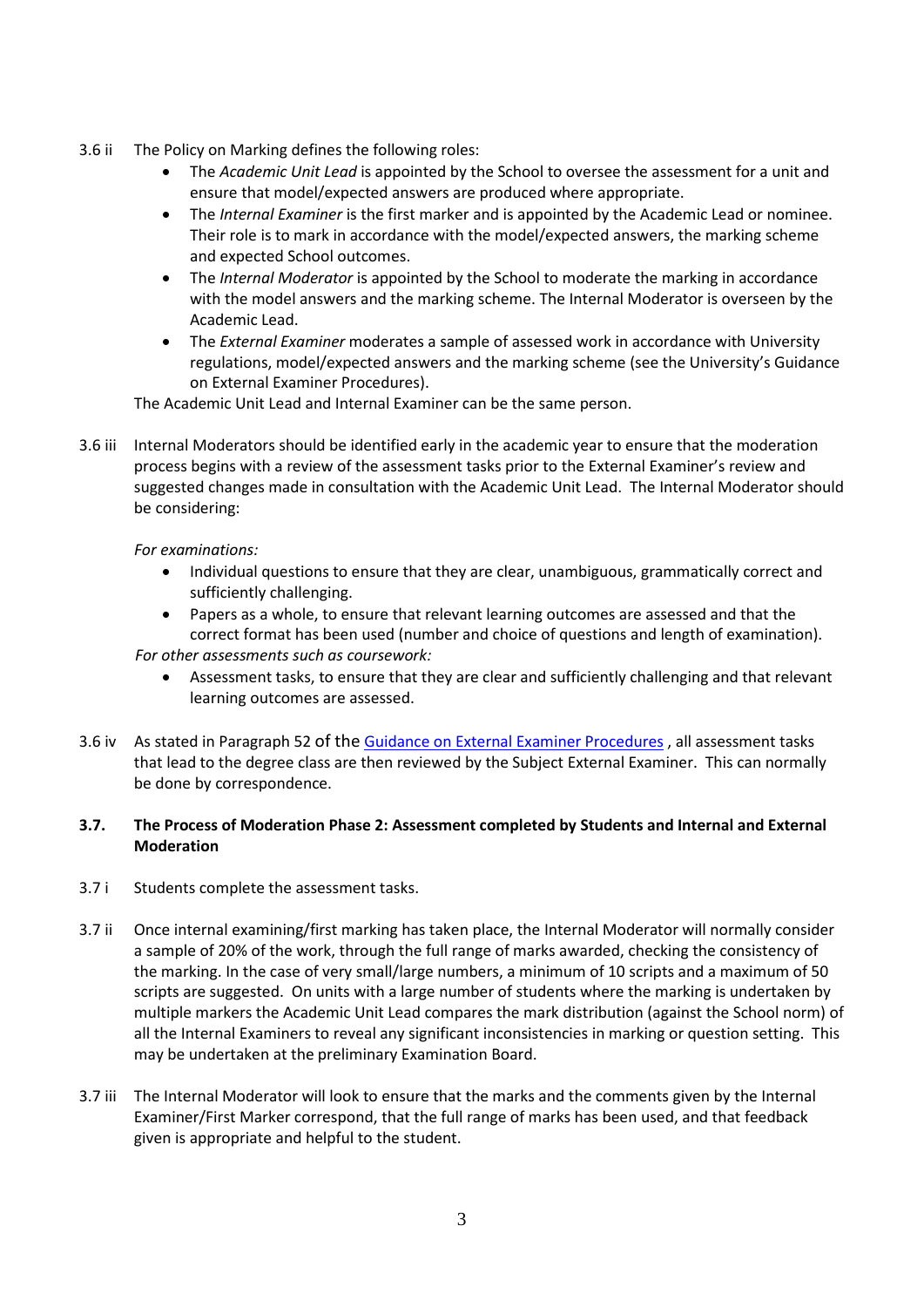3.6 ii The Policy on Marking defines the following roles:

- The *Academic Unit Lead* is appointed by the School to oversee the assessment for a unit and ensure that model/expected answers are produced where appropriate.
- The *Internal Examiner* is the first marker and is appointed by the Academic Lead or nominee. Their role is to mark in accordance with the model/expected answers, the marking scheme and expected School outcomes.
- The *Internal Moderator* is appointed by the School to moderate the marking in accordance with the model answers and the marking scheme. The Internal Moderator is overseen by the Academic Lead.
- The *External Examiner* moderates a sample of assessed work in accordance with University regulations, model/expected answers and the marking scheme (see the University's Guidance on External Examiner Procedures).

The Academic Unit Lead and Internal Examiner can be the same person.

3.6 iii Internal Moderators should be identified early in the academic year to ensure that the moderation process begins with a review of the assessment tasks prior to the External Examiner's review and suggested changes made in consultation with the Academic Unit Lead. The Internal Moderator should be considering:

*For examinations:*

- Individual questions to ensure that they are clear, unambiguous, grammatically correct and sufficiently challenging.
- Papers as a whole, to ensure that relevant learning outcomes are assessed and that the correct format has been used (number and choice of questions and length of examination).

*For other assessments such as coursework:*

- Assessment tasks, to ensure that they are clear and sufficiently challenging and that relevant learning outcomes are assessed.

3.6 iv As stated in Paragraph 52 of the [Guidance on External Examiner Procedures](), all assessment tasks that lead to the degree class are then reviewed by the Subject External Examiner. This can normally be done by correspondence.

### 3.7. The Process of Moderation Phase 2: Assessment completed by Students and Internal and External Moderation

3.7 i Students complete the assessment tasks.

3.7 ii Once internal examining/first marking has taken place, the Internal Moderator will normally consider a sample of 20% of the work, through the full range of marks awarded, checking the consistency of the marking. In the case of very small/large numbers, a minimum of 10 scripts and a maximum of 50 scripts are suggested. On units with a large number of students where the marking is undertaken by multiple markers the Academic Unit Lead compares the mark distribution (against the School norm) of all the Internal Examiners to reveal any significant inconsistencies in marking or question setting. This may be undertaken at the preliminary Examination Board.

3.7 iii The Internal Moderator will look to ensure that the marks and the comments given by the Internal Examiner/First Marker correspond, that the full range of marks has been used, and that feedback given is appropriate and helpful to the student.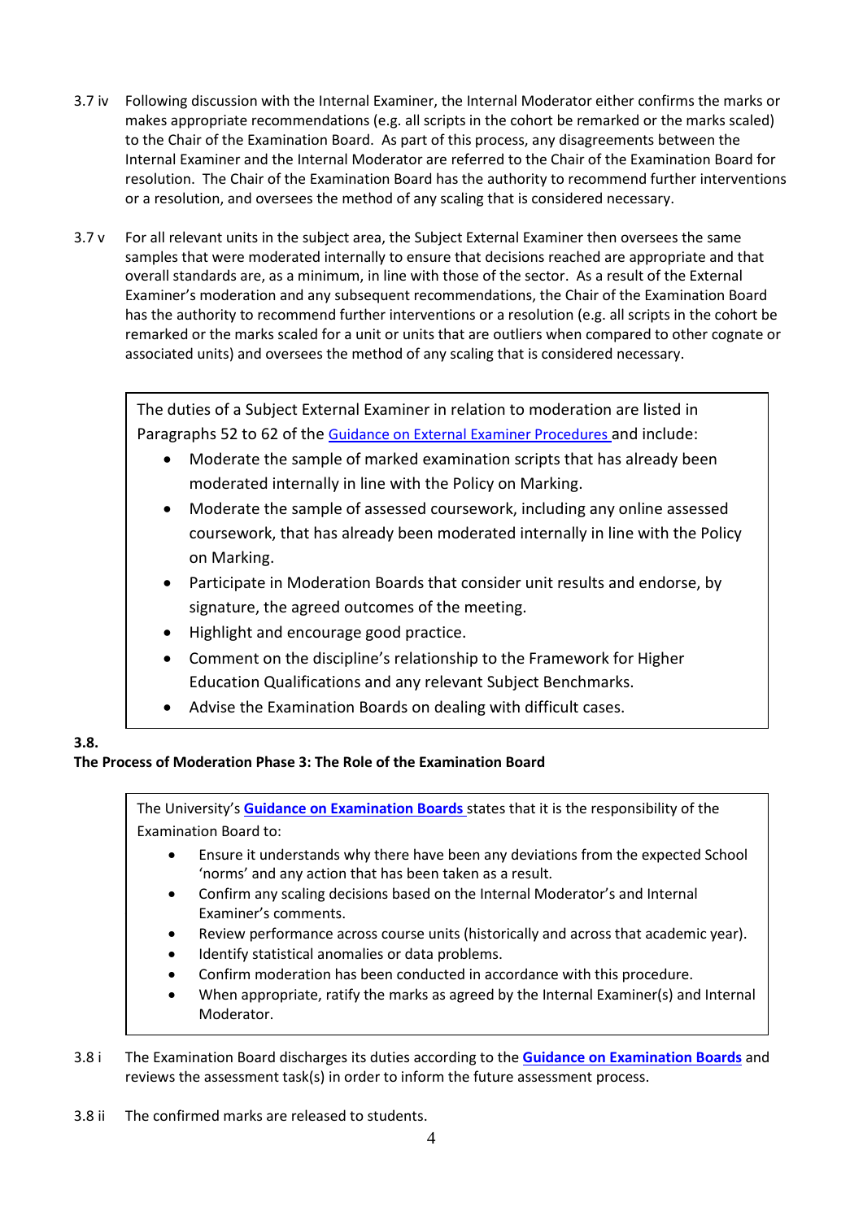3.7 iv Following discussion with the Internal Examiner, the Internal Moderator either confirms the marks or makes appropriate recommendations (e.g. all scripts in the cohort be remarked or the marks scaled) to the Chair of the Examination Board. As part of this process, any disagreements between the Internal Examiner and the Internal Moderator are referred to the Chair of the Examination Board for resolution. The Chair of the Examination Board has the authority to recommend further interventions or a resolution, and oversees the method of any scaling that is considered necessary.

3.7 v For all relevant units in the subject area, the Subject External Examiner then oversees the same samples that were moderated internally to ensure that decisions reached are appropriate and that overall standards are, as a minimum, in line with those of the sector. As a result of the External Examiner's moderation and any subsequent recommendations, the Chair of the Examination Board has the authority to recommend further interventions or a resolution (e.g. all scripts in the cohort be remarked or the marks scaled for a unit or units that are outliers when compared to other cognate or associated units) and oversees the method of any scaling that is considered necessary.

> The duties of a Subject External Examiner in relation to moderation are listed in Paragraphs 52 to 62 of the Guidance on External Examiner Procedures and include:
>
> - Moderate the sample of marked examination scripts that has already been moderated internally in line with the Policy on Marking.
> - Moderate the sample of assessed coursework, including any online assessed coursework, that has already been moderated internally in line with the Policy on Marking.
> - Participate in Moderation Boards that consider unit results and endorse, by signature, the agreed outcomes of the meeting.
> - Highlight and encourage good practice.
> - Comment on the discipline's relationship to the Framework for Higher Education Qualifications and any relevant Subject Benchmarks.
> - Advise the Examination Boards on dealing with difficult cases.

**3.8.**

**The Process of Moderation Phase 3: The Role of the Examination Board**

> The University's **Guidance on Examination Boards** states that it is the responsibility of the Examination Board to:
>
> - Ensure it understands why there have been any deviations from the expected School 'norms' and any action that has been taken as a result.
> - Confirm any scaling decisions based on the Internal Moderator's and Internal Examiner's comments.
> - Review performance across course units (historically and across that academic year).
> - Identify statistical anomalies or data problems.
> - Confirm moderation has been conducted in accordance with this procedure.
> - When appropriate, ratify the marks as agreed by the Internal Examiner(s) and Internal Moderator.

3.8 i The Examination Board discharges its duties according to the **Guidance on Examination Boards** and reviews the assessment task(s) in order to inform the future assessment process.

3.8 ii The confirmed marks are released to students.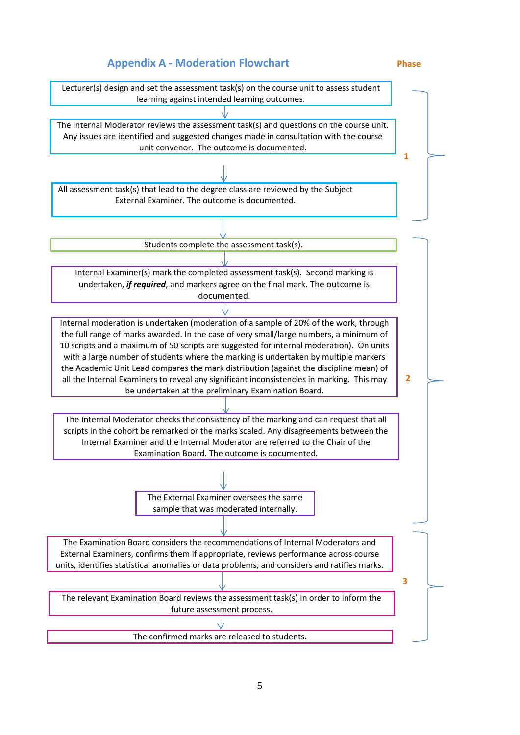## Appendix A - Moderation Flowchart

**Phase 1**

1. Lecturer(s) design and set the assessment task(s) on the course unit to assess student learning against intended learning outcomes.
2. The Internal Moderator reviews the assessment task(s) and questions on the course unit. Any issues are identified and suggested changes made in consultation with the course unit convenor. The outcome is documented.
3. All assessment task(s) that lead to the degree class are reviewed by the Subject External Examiner. The outcome is documented.

**Phase 2**

4. Students complete the assessment task(s).
5. Internal Examiner(s) mark the completed assessment task(s). Second marking is undertaken, ***if required***, and markers agree on the final mark. The outcome is documented.
6. Internal moderation is undertaken (moderation of a sample of 20% of the work, through the full range of marks awarded. In the case of very small/large numbers, a minimum of 10 scripts and a maximum of 50 scripts are suggested for internal moderation). On units with a large number of students where the marking is undertaken by multiple markers the Academic Unit Lead compares the mark distribution (against the discipline mean) of all the Internal Examiners to reveal any significant inconsistencies in marking. This may be undertaken at the preliminary Examination Board.
7. The Internal Moderator checks the consistency of the marking and can request that all scripts in the cohort be remarked or the marks scaled. Any disagreements between the Internal Examiner and the Internal Moderator are referred to the Chair of the Examination Board. The outcome is documented.
8. The External Examiner oversees the same sample that was moderated internally.

**Phase 3**

9. The Examination Board considers the recommendations of Internal Moderators and External Examiners, confirms them if appropriate, reviews performance across course units, identifies statistical anomalies or data problems, and considers and ratifies marks.
10. The relevant Examination Board reviews the assessment task(s) in order to inform the future assessment process.
11. The confirmed marks are released to students.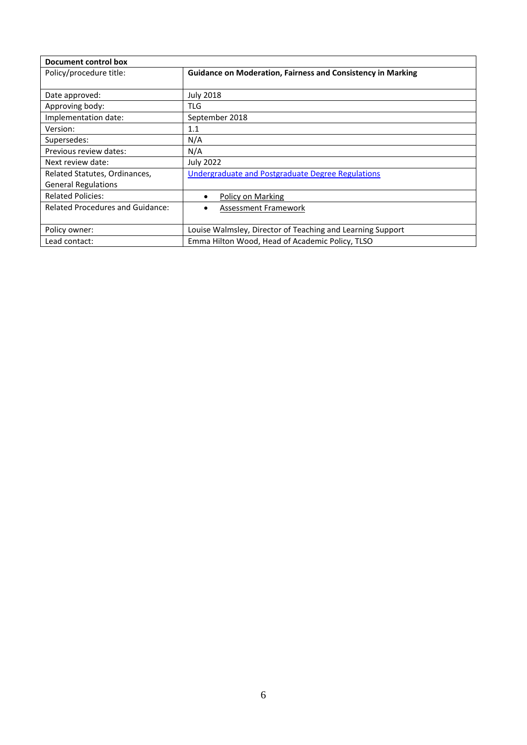| Document control box | |
|---|---|
| Policy/procedure title: | **Guidance on Moderation, Fairness and Consistency in Marking** |
| Date approved: | July 2018 |
| Approving body: | TLG |
| Implementation date: | September 2018 |
| Version: | 1.1 |
| Supersedes: | N/A |
| Previous review dates: | N/A |
| Next review date: | July 2022 |
| Related Statutes, Ordinances, General Regulations | Undergraduate and Postgraduate Degree Regulations |
| Related Policies: | • Policy on Marking |
| Related Procedures and Guidance: | • Assessment Framework |
| Policy owner: | Louise Walmsley, Director of Teaching and Learning Support |
| Lead contact: | Emma Hilton Wood, Head of Academic Policy, TLSO |